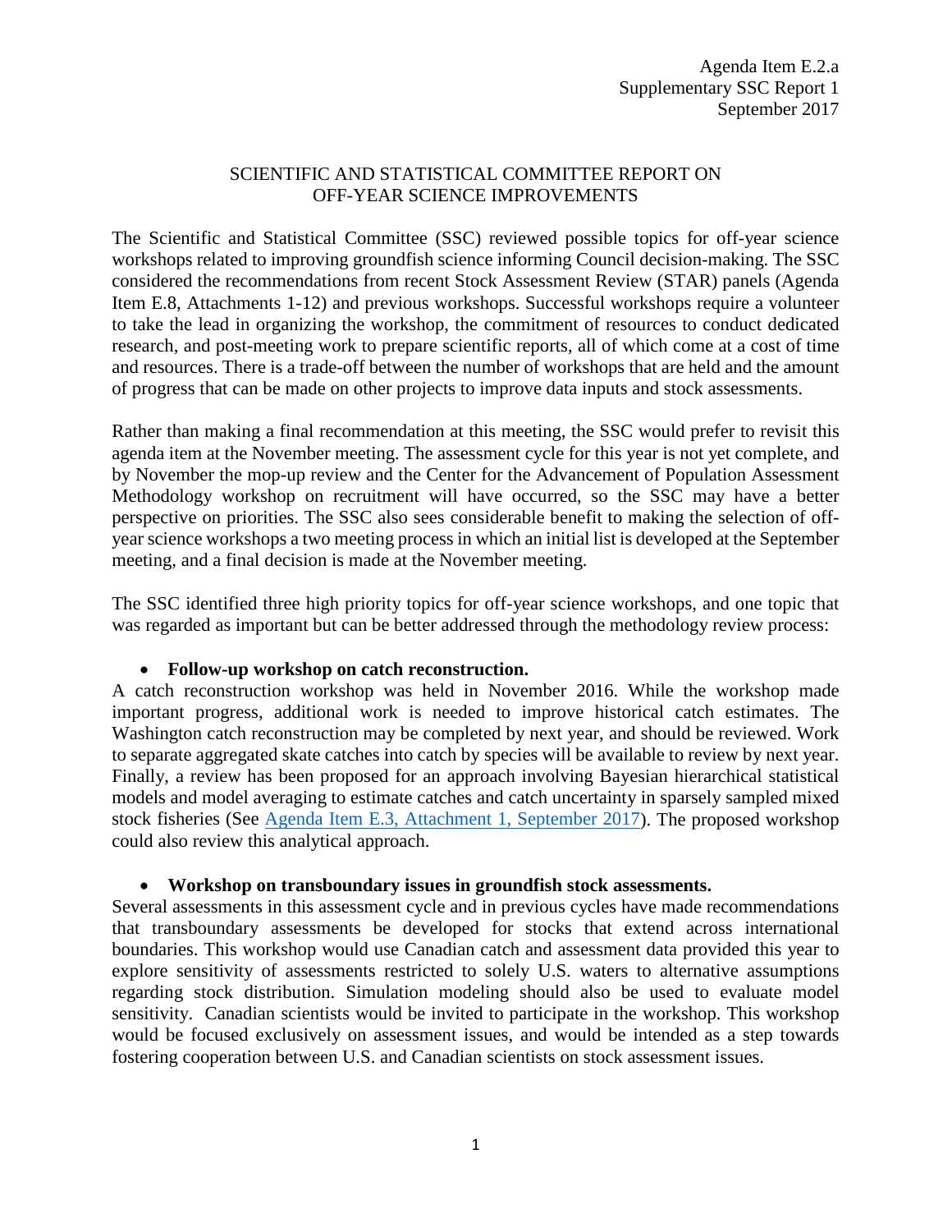Agenda Item E.2.a
Supplementary SSC Report 1
September 2017

# SCIENTIFIC AND STATISTICAL COMMITTEE REPORT ON OFF-YEAR SCIENCE IMPROVEMENTS

The Scientific and Statistical Committee (SSC) reviewed possible topics for off-year science workshops related to improving groundfish science informing Council decision-making. The SSC considered the recommendations from recent Stock Assessment Review (STAR) panels (Agenda Item E.8, Attachments 1-12) and previous workshops. Successful workshops require a volunteer to take the lead in organizing the workshop, the commitment of resources to conduct dedicated research, and post-meeting work to prepare scientific reports, all of which come at a cost of time and resources. There is a trade-off between the number of workshops that are held and the amount of progress that can be made on other projects to improve data inputs and stock assessments.

Rather than making a final recommendation at this meeting, the SSC would prefer to revisit this agenda item at the November meeting. The assessment cycle for this year is not yet complete, and by November the mop-up review and the Center for the Advancement of Population Assessment Methodology workshop on recruitment will have occurred, so the SSC may have a better perspective on priorities. The SSC also sees considerable benefit to making the selection of off-year science workshops a two meeting process in which an initial list is developed at the September meeting, and a final decision is made at the November meeting.

The SSC identified three high priority topics for off-year science workshops, and one topic that was regarded as important but can be better addressed through the methodology review process:

- **Follow-up workshop on catch reconstruction.**

A catch reconstruction workshop was held in November 2016. While the workshop made important progress, additional work is needed to improve historical catch estimates. The Washington catch reconstruction may be completed by next year, and should be reviewed. Work to separate aggregated skate catches into catch by species will be available to review by next year. Finally, a review has been proposed for an approach involving Bayesian hierarchical statistical models and model averaging to estimate catches and catch uncertainty in sparsely sampled mixed stock fisheries (See Agenda Item E.3, Attachment 1, September 2017). The proposed workshop could also review this analytical approach.

- **Workshop on transboundary issues in groundfish stock assessments.**

Several assessments in this assessment cycle and in previous cycles have made recommendations that transboundary assessments be developed for stocks that extend across international boundaries. This workshop would use Canadian catch and assessment data provided this year to explore sensitivity of assessments restricted to solely U.S. waters to alternative assumptions regarding stock distribution. Simulation modeling should also be used to evaluate model sensitivity. Canadian scientists would be invited to participate in the workshop. This workshop would be focused exclusively on assessment issues, and would be intended as a step towards fostering cooperation between U.S. and Canadian scientists on stock assessment issues.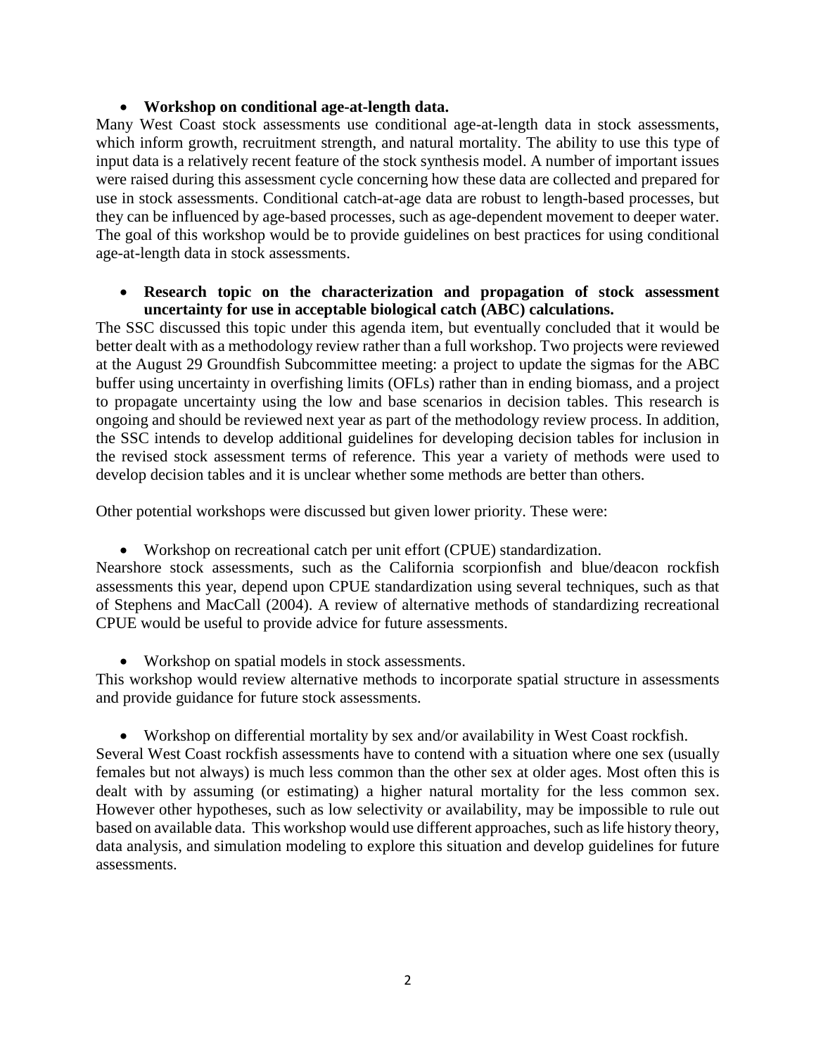- **Workshop on conditional age-at-length data.**

Many West Coast stock assessments use conditional age-at-length data in stock assessments, which inform growth, recruitment strength, and natural mortality. The ability to use this type of input data is a relatively recent feature of the stock synthesis model. A number of important issues were raised during this assessment cycle concerning how these data are collected and prepared for use in stock assessments. Conditional catch-at-age data are robust to length-based processes, but they can be influenced by age-based processes, such as age-dependent movement to deeper water. The goal of this workshop would be to provide guidelines on best practices for using conditional age-at-length data in stock assessments.

- **Research topic on the characterization and propagation of stock assessment uncertainty for use in acceptable biological catch (ABC) calculations.**

The SSC discussed this topic under this agenda item, but eventually concluded that it would be better dealt with as a methodology review rather than a full workshop. Two projects were reviewed at the August 29 Groundfish Subcommittee meeting: a project to update the sigmas for the ABC buffer using uncertainty in overfishing limits (OFLs) rather than in ending biomass, and a project to propagate uncertainty using the low and base scenarios in decision tables. This research is ongoing and should be reviewed next year as part of the methodology review process. In addition, the SSC intends to develop additional guidelines for developing decision tables for inclusion in the revised stock assessment terms of reference. This year a variety of methods were used to develop decision tables and it is unclear whether some methods are better than others.

Other potential workshops were discussed but given lower priority. These were:

- Workshop on recreational catch per unit effort (CPUE) standardization.

Nearshore stock assessments, such as the California scorpionfish and blue/deacon rockfish assessments this year, depend upon CPUE standardization using several techniques, such as that of Stephens and MacCall (2004). A review of alternative methods of standardizing recreational CPUE would be useful to provide advice for future assessments.

- Workshop on spatial models in stock assessments.

This workshop would review alternative methods to incorporate spatial structure in assessments and provide guidance for future stock assessments.

- Workshop on differential mortality by sex and/or availability in West Coast rockfish.

Several West Coast rockfish assessments have to contend with a situation where one sex (usually females but not always) is much less common than the other sex at older ages. Most often this is dealt with by assuming (or estimating) a higher natural mortality for the less common sex. However other hypotheses, such as low selectivity or availability, may be impossible to rule out based on available data. This workshop would use different approaches, such as life history theory, data analysis, and simulation modeling to explore this situation and develop guidelines for future assessments.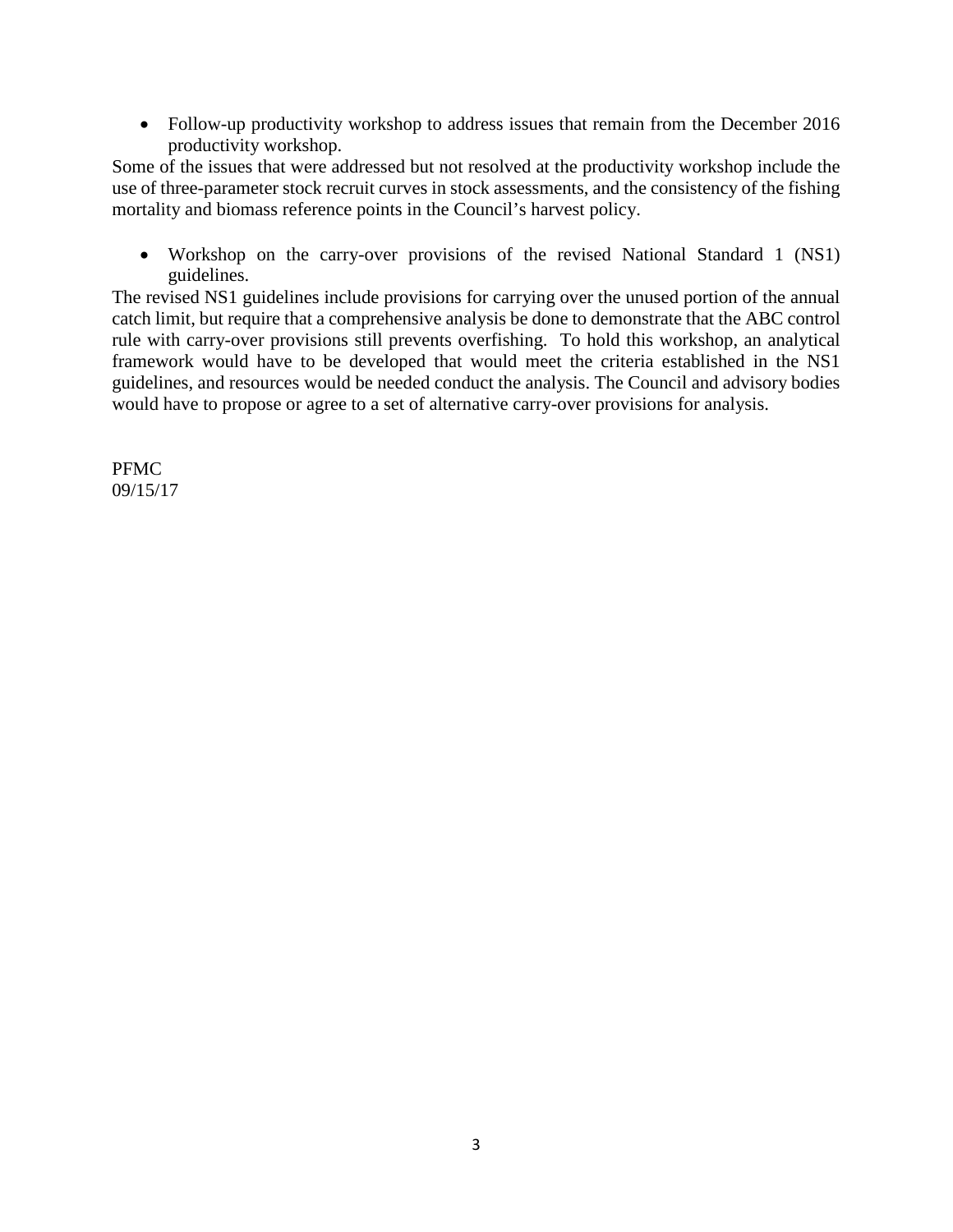- Follow-up productivity workshop to address issues that remain from the December 2016 productivity workshop.

Some of the issues that were addressed but not resolved at the productivity workshop include the use of three-parameter stock recruit curves in stock assessments, and the consistency of the fishing mortality and biomass reference points in the Council's harvest policy.

- Workshop on the carry-over provisions of the revised National Standard 1 (NS1) guidelines.

The revised NS1 guidelines include provisions for carrying over the unused portion of the annual catch limit, but require that a comprehensive analysis be done to demonstrate that the ABC control rule with carry-over provisions still prevents overfishing. To hold this workshop, an analytical framework would have to be developed that would meet the criteria established in the NS1 guidelines, and resources would be needed conduct the analysis. The Council and advisory bodies would have to propose or agree to a set of alternative carry-over provisions for analysis.

PFMC
09/15/17